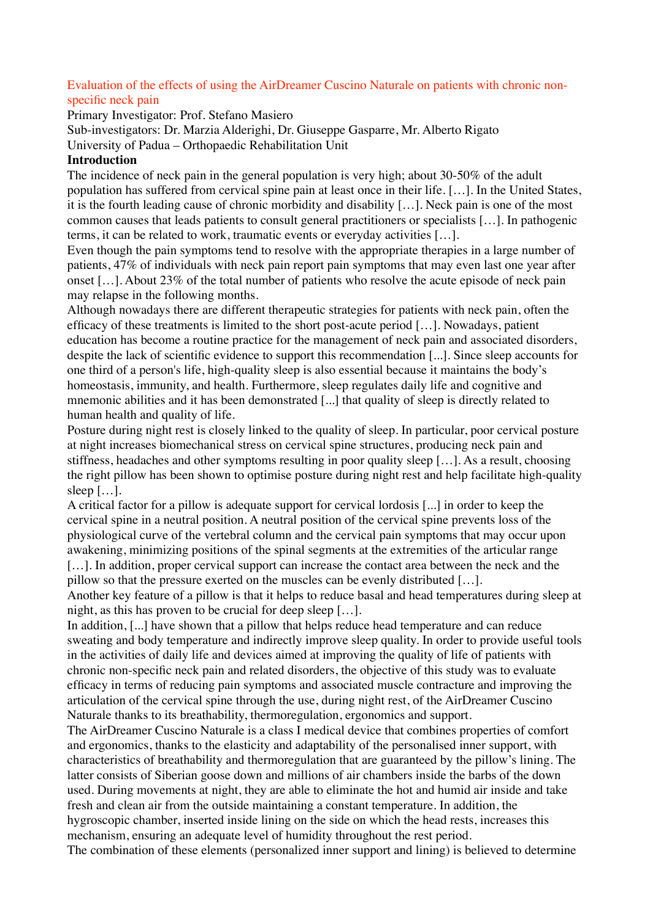# Evaluation of the effects of using the AirDreamer Cuscino Naturale on patients with chronic non-specific neck pain

Primary Investigator: Prof. Stefano Masiero

Sub-investigators: Dr. Marzia Alderighi, Dr. Giuseppe Gasparre, Mr. Alberto Rigato

University of Padua – Orthopaedic Rehabilitation Unit

## Introduction

The incidence of neck pain in the general population is very high; about 30-50% of the adult population has suffered from cervical spine pain at least once in their life. […]. In the United States, it is the fourth leading cause of chronic morbidity and disability […]. Neck pain is one of the most common causes that leads patients to consult general practitioners or specialists […]. In pathogenic terms, it can be related to work, traumatic events or everyday activities […].

Even though the pain symptoms tend to resolve with the appropriate therapies in a large number of patients, 47% of individuals with neck pain report pain symptoms that may even last one year after onset […]. About 23% of the total number of patients who resolve the acute episode of neck pain may relapse in the following months.

Although nowadays there are different therapeutic strategies for patients with neck pain, often the efficacy of these treatments is limited to the short post-acute period […]. Nowadays, patient education has become a routine practice for the management of neck pain and associated disorders, despite the lack of scientific evidence to support this recommendation [...]. Since sleep accounts for one third of a person's life, high-quality sleep is also essential because it maintains the body's homeostasis, immunity, and health. Furthermore, sleep regulates daily life and cognitive and mnemonic abilities and it has been demonstrated [...] that quality of sleep is directly related to human health and quality of life.

Posture during night rest is closely linked to the quality of sleep. In particular, poor cervical posture at night increases biomechanical stress on cervical spine structures, producing neck pain and stiffness, headaches and other symptoms resulting in poor quality sleep […]. As a result, choosing the right pillow has been shown to optimise posture during night rest and help facilitate high-quality sleep […].

A critical factor for a pillow is adequate support for cervical lordosis [...] in order to keep the cervical spine in a neutral position. A neutral position of the cervical spine prevents loss of the physiological curve of the vertebral column and the cervical pain symptoms that may occur upon awakening, minimizing positions of the spinal segments at the extremities of the articular range […]. In addition, proper cervical support can increase the contact area between the neck and the pillow so that the pressure exerted on the muscles can be evenly distributed […].

Another key feature of a pillow is that it helps to reduce basal and head temperatures during sleep at night, as this has proven to be crucial for deep sleep […].

In addition, [...] have shown that a pillow that helps reduce head temperature and can reduce sweating and body temperature and indirectly improve sleep quality. In order to provide useful tools in the activities of daily life and devices aimed at improving the quality of life of patients with chronic non-specific neck pain and related disorders, the objective of this study was to evaluate efficacy in terms of reducing pain symptoms and associated muscle contracture and improving the articulation of the cervical spine through the use, during night rest, of the AirDreamer Cuscino Naturale thanks to its breathability, thermoregulation, ergonomics and support.

The AirDreamer Cuscino Naturale is a class I medical device that combines properties of comfort and ergonomics, thanks to the elasticity and adaptability of the personalised inner support, with characteristics of breathability and thermoregulation that are guaranteed by the pillow's lining. The latter consists of Siberian goose down and millions of air chambers inside the barbs of the down used. During movements at night, they are able to eliminate the hot and humid air inside and take fresh and clean air from the outside maintaining a constant temperature. In addition, the hygroscopic chamber, inserted inside lining on the side on which the head rests, increases this mechanism, ensuring an adequate level of humidity throughout the rest period.

The combination of these elements (personalized inner support and lining) is believed to determine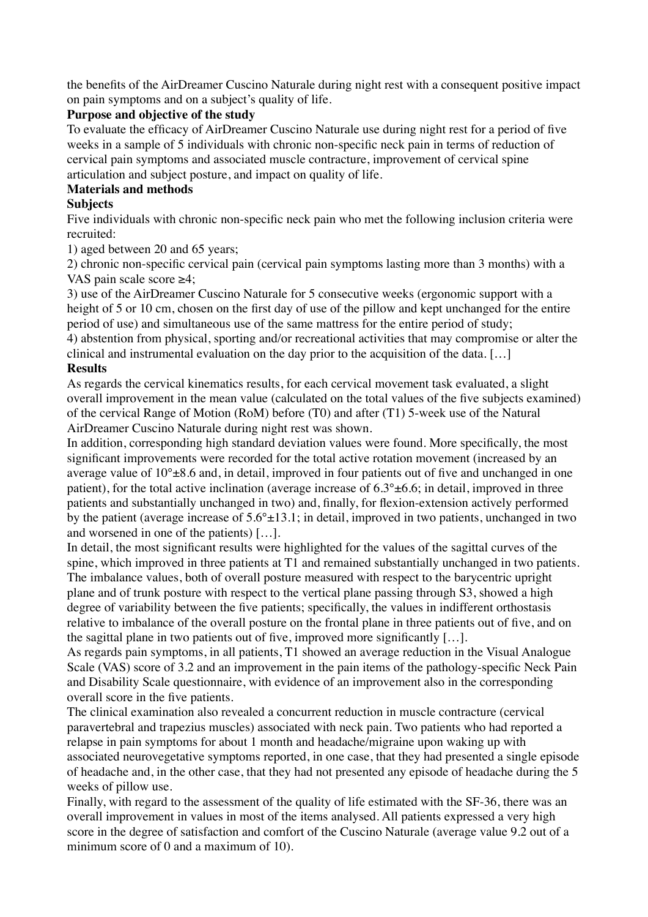the benefits of the AirDreamer Cuscino Naturale during night rest with a consequent positive impact on pain symptoms and on a subject's quality of life.

**Purpose and objective of the study**

To evaluate the efficacy of AirDreamer Cuscino Naturale use during night rest for a period of five weeks in a sample of 5 individuals with chronic non-specific neck pain in terms of reduction of cervical pain symptoms and associated muscle contracture, improvement of cervical spine articulation and subject posture, and impact on quality of life.

**Materials and methods**

**Subjects**

Five individuals with chronic non-specific neck pain who met the following inclusion criteria were recruited:

1) aged between 20 and 65 years;

2) chronic non-specific cervical pain (cervical pain symptoms lasting more than 3 months) with a VAS pain scale score ≥4;

3) use of the AirDreamer Cuscino Naturale for 5 consecutive weeks (ergonomic support with a height of 5 or 10 cm, chosen on the first day of use of the pillow and kept unchanged for the entire period of use) and simultaneous use of the same mattress for the entire period of study;

4) abstention from physical, sporting and/or recreational activities that may compromise or alter the clinical and instrumental evaluation on the day prior to the acquisition of the data. […]

**Results**

As regards the cervical kinematics results, for each cervical movement task evaluated, a slight overall improvement in the mean value (calculated on the total values of the five subjects examined) of the cervical Range of Motion (RoM) before (T0) and after (T1) 5-week use of the Natural AirDreamer Cuscino Naturale during night rest was shown.

In addition, corresponding high standard deviation values were found. More specifically, the most significant improvements were recorded for the total active rotation movement (increased by an average value of 10°±8.6 and, in detail, improved in four patients out of five and unchanged in one patient), for the total active inclination (average increase of 6.3°±6.6; in detail, improved in three patients and substantially unchanged in two) and, finally, for flexion-extension actively performed by the patient (average increase of 5.6°±13.1; in detail, improved in two patients, unchanged in two and worsened in one of the patients) […].

In detail, the most significant results were highlighted for the values of the sagittal curves of the spine, which improved in three patients at T1 and remained substantially unchanged in two patients. The imbalance values, both of overall posture measured with respect to the barycentric upright plane and of trunk posture with respect to the vertical plane passing through S3, showed a high degree of variability between the five patients; specifically, the values in indifferent orthostasis relative to imbalance of the overall posture on the frontal plane in three patients out of five, and on the sagittal plane in two patients out of five, improved more significantly […].

As regards pain symptoms, in all patients, T1 showed an average reduction in the Visual Analogue Scale (VAS) score of 3.2 and an improvement in the pain items of the pathology-specific Neck Pain and Disability Scale questionnaire, with evidence of an improvement also in the corresponding overall score in the five patients.

The clinical examination also revealed a concurrent reduction in muscle contracture (cervical paravertebral and trapezius muscles) associated with neck pain. Two patients who had reported a relapse in pain symptoms for about 1 month and headache/migraine upon waking up with associated neurovegetative symptoms reported, in one case, that they had presented a single episode of headache and, in the other case, that they had not presented any episode of headache during the 5 weeks of pillow use.

Finally, with regard to the assessment of the quality of life estimated with the SF-36, there was an overall improvement in values in most of the items analysed. All patients expressed a very high score in the degree of satisfaction and comfort of the Cuscino Naturale (average value 9.2 out of a minimum score of 0 and a maximum of 10).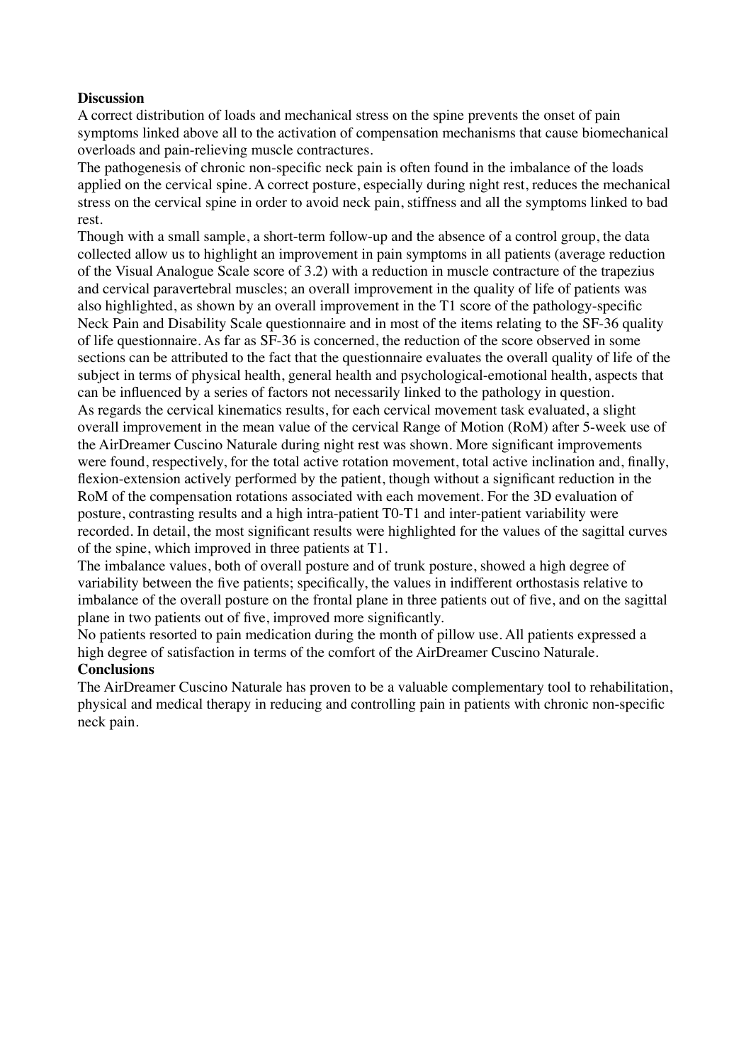**Discussion**

A correct distribution of loads and mechanical stress on the spine prevents the onset of pain symptoms linked above all to the activation of compensation mechanisms that cause biomechanical overloads and pain-relieving muscle contractures.

The pathogenesis of chronic non-specific neck pain is often found in the imbalance of the loads applied on the cervical spine. A correct posture, especially during night rest, reduces the mechanical stress on the cervical spine in order to avoid neck pain, stiffness and all the symptoms linked to bad rest.

Though with a small sample, a short-term follow-up and the absence of a control group, the data collected allow us to highlight an improvement in pain symptoms in all patients (average reduction of the Visual Analogue Scale score of 3.2) with a reduction in muscle contracture of the trapezius and cervical paravertebral muscles; an overall improvement in the quality of life of patients was also highlighted, as shown by an overall improvement in the T1 score of the pathology-specific Neck Pain and Disability Scale questionnaire and in most of the items relating to the SF-36 quality of life questionnaire. As far as SF-36 is concerned, the reduction of the score observed in some sections can be attributed to the fact that the questionnaire evaluates the overall quality of life of the subject in terms of physical health, general health and psychological-emotional health, aspects that can be influenced by a series of factors not necessarily linked to the pathology in question.

As regards the cervical kinematics results, for each cervical movement task evaluated, a slight overall improvement in the mean value of the cervical Range of Motion (RoM) after 5-week use of the AirDreamer Cuscino Naturale during night rest was shown. More significant improvements were found, respectively, for the total active rotation movement, total active inclination and, finally, flexion-extension actively performed by the patient, though without a significant reduction in the RoM of the compensation rotations associated with each movement. For the 3D evaluation of posture, contrasting results and a high intra-patient T0-T1 and inter-patient variability were recorded. In detail, the most significant results were highlighted for the values of the sagittal curves of the spine, which improved in three patients at T1.

The imbalance values, both of overall posture and of trunk posture, showed a high degree of variability between the five patients; specifically, the values in indifferent orthostasis relative to imbalance of the overall posture on the frontal plane in three patients out of five, and on the sagittal plane in two patients out of five, improved more significantly.

No patients resorted to pain medication during the month of pillow use. All patients expressed a high degree of satisfaction in terms of the comfort of the AirDreamer Cuscino Naturale.

**Conclusions**

The AirDreamer Cuscino Naturale has proven to be a valuable complementary tool to rehabilitation, physical and medical therapy in reducing and controlling pain in patients with chronic non-specific neck pain.